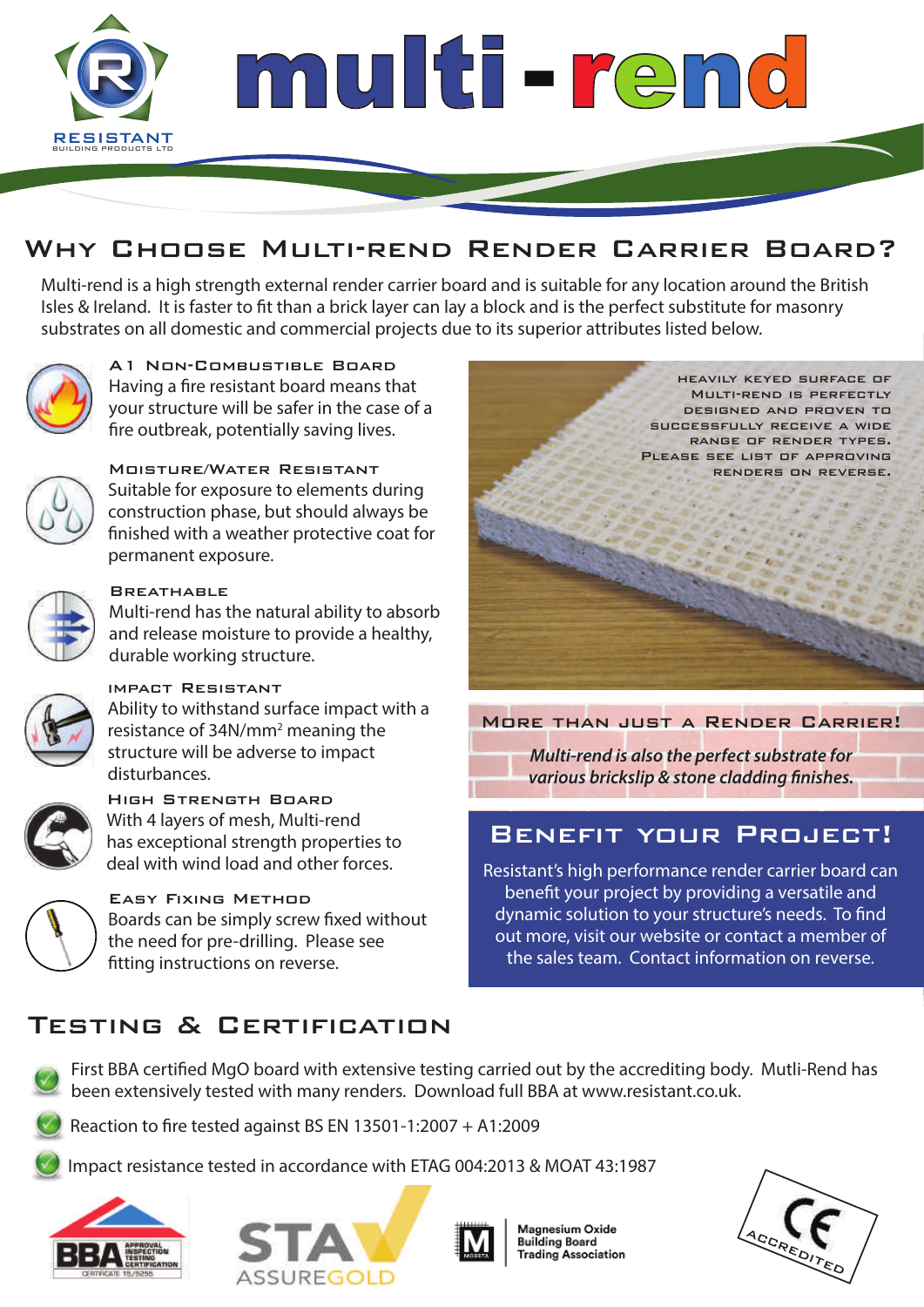RESISTANT
BUILDING PRODUCTS LTD

# multi-rend

## Why Choose Multi-rend Render Carrier Board?

Multi-rend is a high strength external render carrier board and is suitable for any location around the British Isles & Ireland. It is faster to fit than a brick layer can lay a block and is the perfect substitute for masonry substrates on all domestic and commercial projects due to its superior attributes listed below.

### A1 Non-Combustible Board

Having a fire resistant board means that your structure will be safer in the case of a fire outbreak, potentially saving lives.

### Moisture/Water Resistant

Suitable for exposure to elements during construction phase, but should always be finished with a weather protective coat for permanent exposure.

### Breathable

Multi-rend has the natural ability to absorb and release moisture to provide a healthy, durable working structure.

### Impact Resistant

Ability to withstand surface impact with a resistance of 34N/mm$^2$ meaning the structure will be adverse to impact disturbances.

### High Strength Board

With 4 layers of mesh, Multi-rend has exceptional strength properties to deal with wind load and other forces.

### Easy Fixing Method

Boards can be simply screw fixed without the need for pre-drilling. Please see fitting instructions on reverse.

Heavily keyed surface of Multi-rend is perfectly designed and proven to successfully receive a wide range of render types. Please see list of approving renders on reverse.

### More than just a Render Carrier!

*Multi-rend is also the perfect substrate for various brickslip & stone cladding finishes.*

### Benefit your Project!

Resistant's high performance render carrier board can benefit your project by providing a versatile and dynamic solution to your structure's needs. To find out more, visit our website or contact a member of the sales team. Contact information on reverse.

## Testing & Certification

- First BBA certified MgO board with extensive testing carried out by the accrediting body. Mutli-Rend has been extensively tested with many renders. Download full BBA at www.resistant.co.uk.
- Reaction to fire tested against BS EN 13501-1:2007 + A1:2009
- Impact resistance tested in accordance with ETAG 004:2013 & MOAT 43:1987

BBA Approval Inspection Testing Certification — Certificate 15/5255

STA AssureGold

Magnesium Oxide Building Board Trading Association

CE Accredited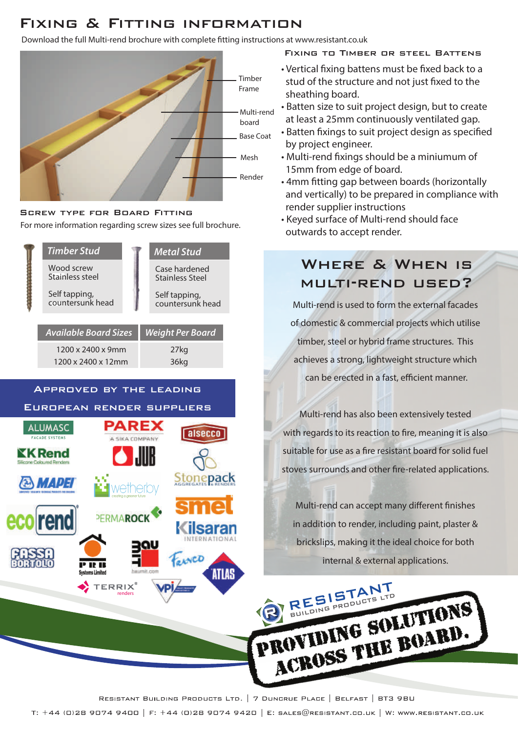# Fixing & Fitting information

Download the full Multi-rend brochure with complete fitting instructions at www.resistant.co.uk

Timber Frame

Multi-rend board

Base Coat

Mesh

Render

## Screw type for Board Fitting

For more information regarding screw sizes see full brochure.

| Timber Stud | Metal Stud |
|---|---|
| Wood screw<br>Stainless steel<br><br>Self tapping, countersunk head | Case hardened<br>Stainless Steel<br><br>Self tapping, countersunk head |

| Available Board Sizes | Weight Per Board |
|---|---|
| 1200 x 2400 x 9mm | 27kg |
| 1200 x 2400 x 12mm | 36kg |

## Approved by the leading European render suppliers

ALUMASC FACADE SYSTEMS, PAREX A SIKA COMPANY, alsecco, KRend Silicone Coloured Renders, JUB, MAPEI, wetherby, Stonepack Aggregates & Renders, smet, ecorend, PERMAROCK, Kilsaran International, FASSA BORTOLO, PRB Systems Limited, BAUMIT baumit.com, Ferco, ATLAS, TERRIX renders, VPI

## Fixing to Timber or steel Battens

- Vertical fixing battens must be fixed back to a stud of the structure and not just fixed to the sheathing board.
- Batten size to suit project design, but to create at least a 25mm continuously ventilated gap.
- Batten fixings to suit project design as specified by project engineer.
- Multi-rend fixings should be a miniumum of 15mm from edge of board.
- 4mm fitting gap between boards (horizontally and vertically) to be prepared in compliance with render supplier instructions
- Keyed surface of Multi-rend should face outwards to accept render.

## Where & When is Multi-rend used?

Multi-rend is used to form the external facades of domestic & commercial projects which utilise timber, steel or hybrid frame structures. This achieves a strong, lightweight structure which can be erected in a fast, efficient manner.

Multi-rend has also been extensively tested with regards to its reaction to fire, meaning it is also suitable for use as a fire resistant board for solid fuel stoves surrounds and other fire-related applications.

Multi-rend can accept many different finishes in addition to render, including paint, plaster & brickslips, making it the ideal choice for both internal & external applications.

RESISTANT BUILDING PRODUCTS LTD

PROVIDING SOLUTIONS ACROSS THE BOARD.

Resistant Building Products Ltd. | 7 Duncrue Place | Belfast | BT3 9BU

T: +44 (0)28 9074 9400 | F: +44 (0)28 9074 9420 | E: sales@resistant.co.uk | W: www.resistant.co.uk